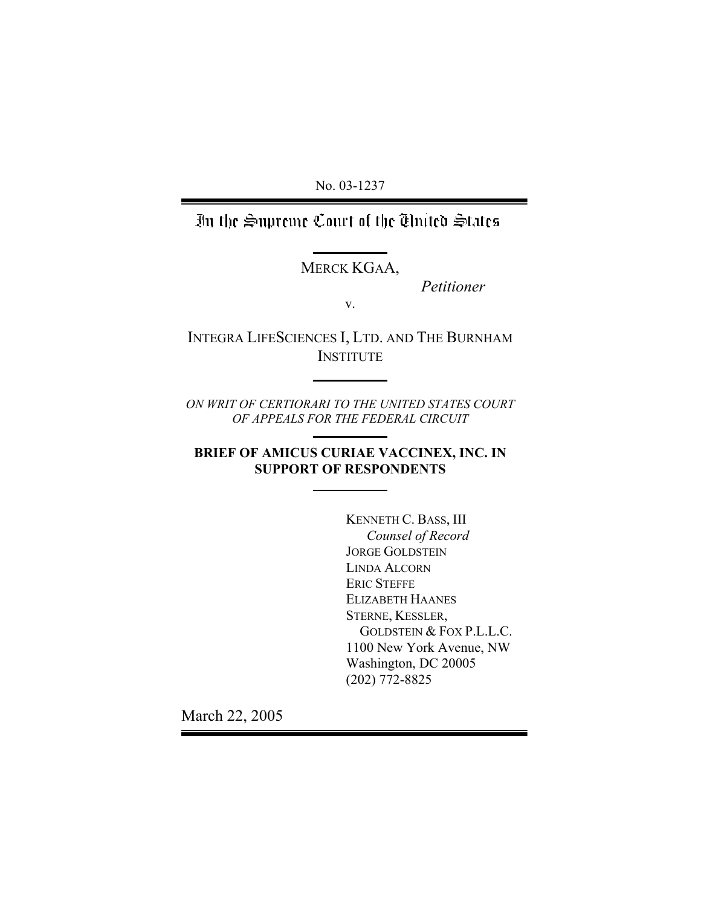No. 03-1237

# In the Supreme Court of the United States

---

MERCK KGAA,

*Petitioner*

v.

INTEGRA LIFESCIENCES I, LTD. AND THE BURNHAM INSTITUTE

---

*ON WRIT OF CERTIORARI TO THE UNITED STATES COURT OF APPEALS FOR THE FEDERAL CIRCUIT*

---

**BRIEF OF AMICUS CURIAE VACCINEX, INC. IN SUPPORT OF RESPONDENTS**

---

KENNETH C. BASS, III
*Counsel of Record*
JORGE GOLDSTEIN
LINDA ALCORN
ERIC STEFFE
ELIZABETH HAANES
STERNE, KESSLER,
GOLDSTEIN & FOX P.L.L.C.
1100 New York Avenue, NW
Washington, DC 20005
(202) 772-8825

March 22, 2005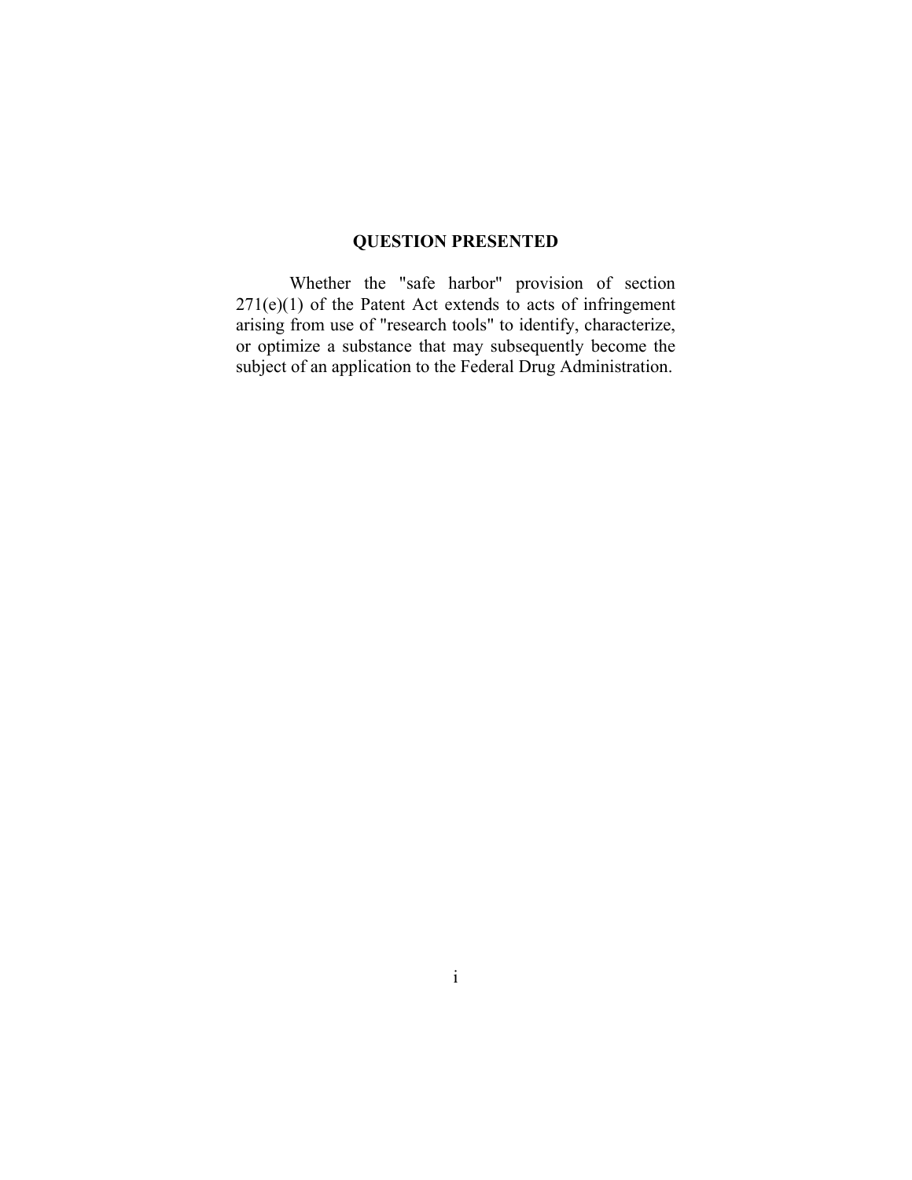## QUESTION PRESENTED

Whether the "safe harbor" provision of section 271(e)(1) of the Patent Act extends to acts of infringement arising from use of "research tools" to identify, characterize, or optimize a substance that may subsequently become the subject of an application to the Federal Drug Administration.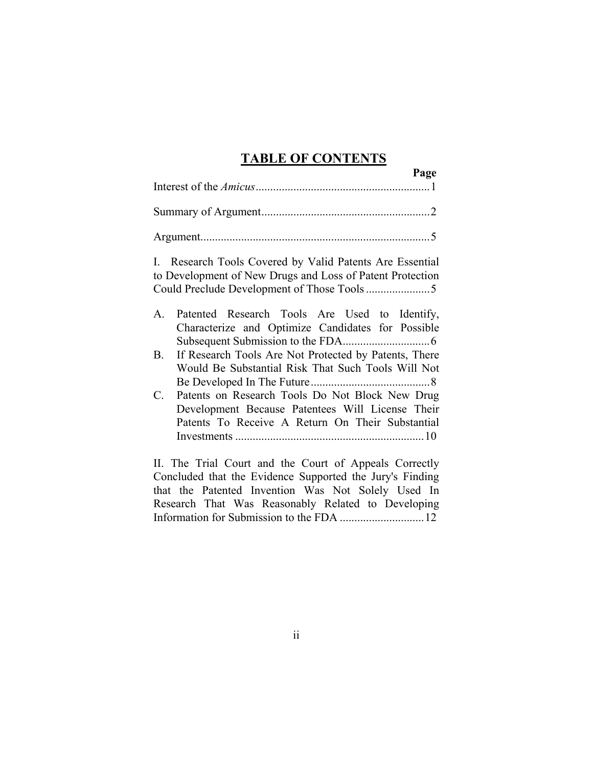# TABLE OF CONTENTS

| | Page |
|---|---|
| Interest of the *Amicus* | 1 |
| Summary of Argument | 2 |
| Argument | 5 |
| I. Research Tools Covered by Valid Patents Are Essential to Development of New Drugs and Loss of Patent Protection Could Preclude Development of Those Tools | 5 |
| A. Patented Research Tools Are Used to Identify, Characterize and Optimize Candidates for Possible Subsequent Submission to the FDA | 6 |
| B. If Research Tools Are Not Protected by Patents, There Would Be Substantial Risk That Such Tools Will Not Be Developed In The Future | 8 |
| C. Patents on Research Tools Do Not Block New Drug Development Because Patentees Will License Their Patents To Receive A Return On Their Substantial Investments | 10 |
| II. The Trial Court and the Court of Appeals Correctly Concluded that the Evidence Supported the Jury's Finding that the Patented Invention Was Not Solely Used In Research That Was Reasonably Related to Developing Information for Submission to the FDA | 12 |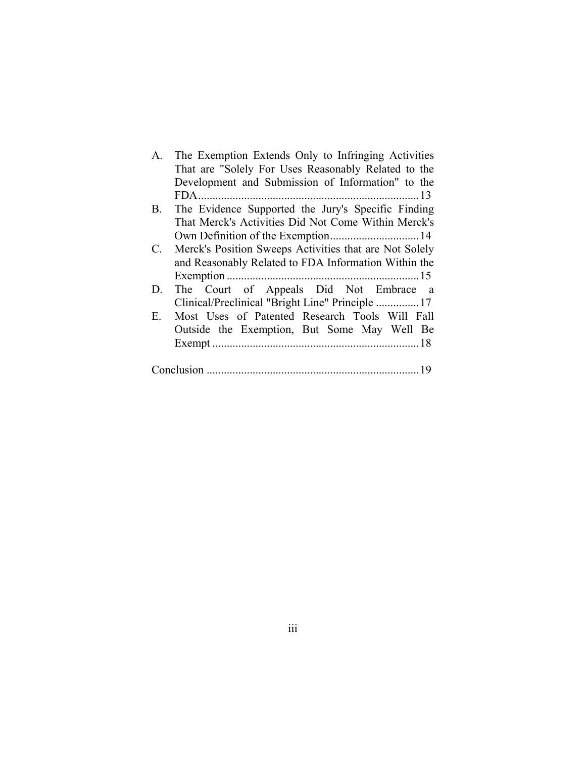A. The Exemption Extends Only to Infringing Activities That are "Solely For Uses Reasonably Related to the Development and Submission of Information" to the FDA .......... 13

B. The Evidence Supported the Jury's Specific Finding That Merck's Activities Did Not Come Within Merck's Own Definition of the Exemption .......... 14

C. Merck's Position Sweeps Activities that are Not Solely and Reasonably Related to FDA Information Within the Exemption .......... 15

D. The Court of Appeals Did Not Embrace a Clinical/Preclinical "Bright Line" Principle .......... 17

E. Most Uses of Patented Research Tools Will Fall Outside the Exemption, But Some May Well Be Exempt .......... 18

Conclusion .......... 19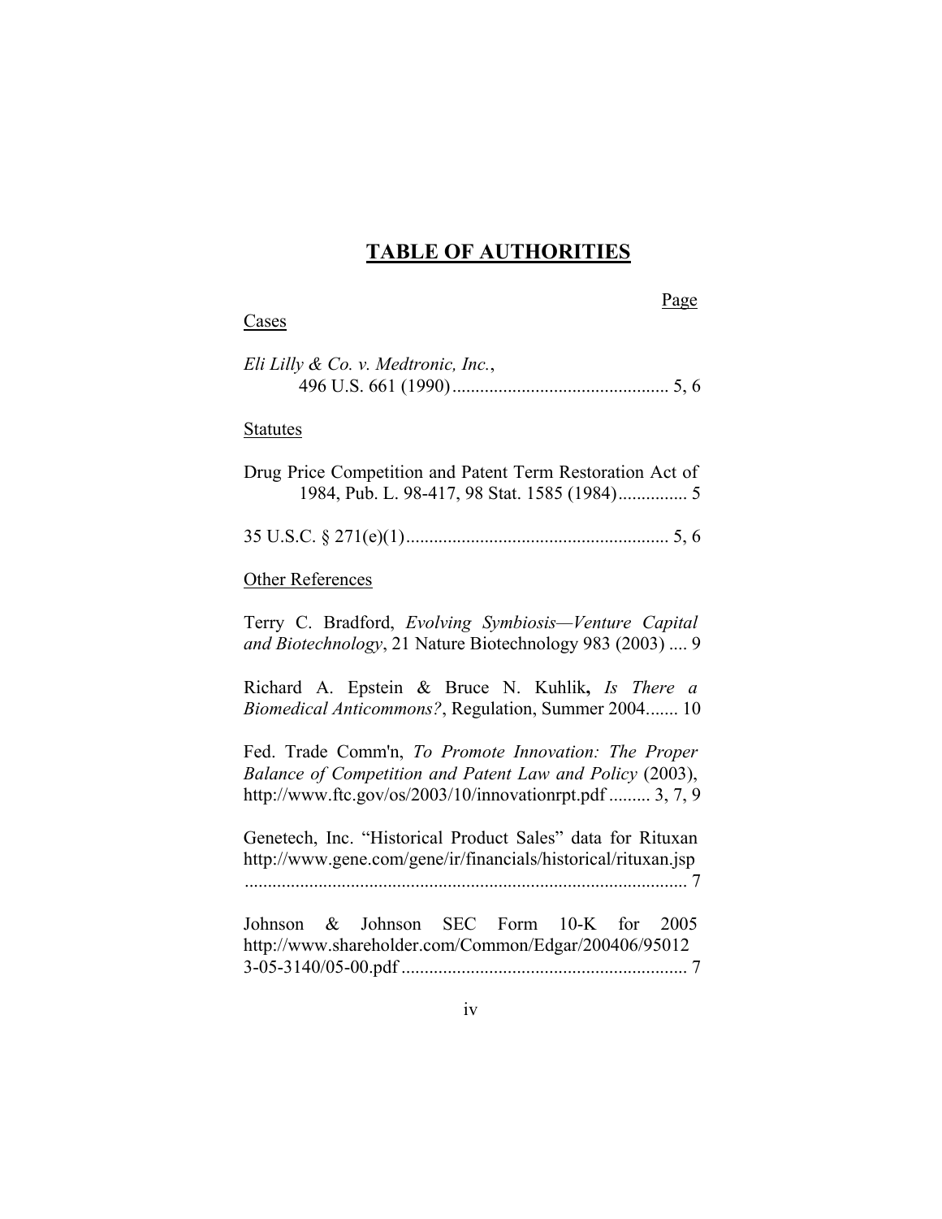# TABLE OF AUTHORITIES

Page

Cases

*Eli Lilly & Co. v. Medtronic, Inc.*, 496 U.S. 661 (1990)............................................... 5, 6

Statutes

Drug Price Competition and Patent Term Restoration Act of 1984, Pub. L. 98-417, 98 Stat. 1585 (1984)............... 5

35 U.S.C. § 271(e)(1)......................................................... 5, 6

Other References

Terry C. Bradford, *Evolving Symbiosis—Venture Capital and Biotechnology*, 21 Nature Biotechnology 983 (2003) .... 9

Richard A. Epstein & Bruce N. Kuhlik**,** *Is There a Biomedical Anticommons?*, Regulation, Summer 2004....... 10

Fed. Trade Comm'n, *To Promote Innovation: The Proper Balance of Competition and Patent Law and Policy* (2003), http://www.ftc.gov/os/2003/10/innovationrpt.pdf ......... 3, 7, 9

Genetech, Inc. "Historical Product Sales" data for Rituxan http://www.gene.com/gene/ir/financials/historical/rituxan.jsp ............................................................................................... 7

Johnson & Johnson SEC Form 10-K for 2005 http://www.shareholder.com/Common/Edgar/200406/950123-05-3140/05-00.pdf ............................................................. 7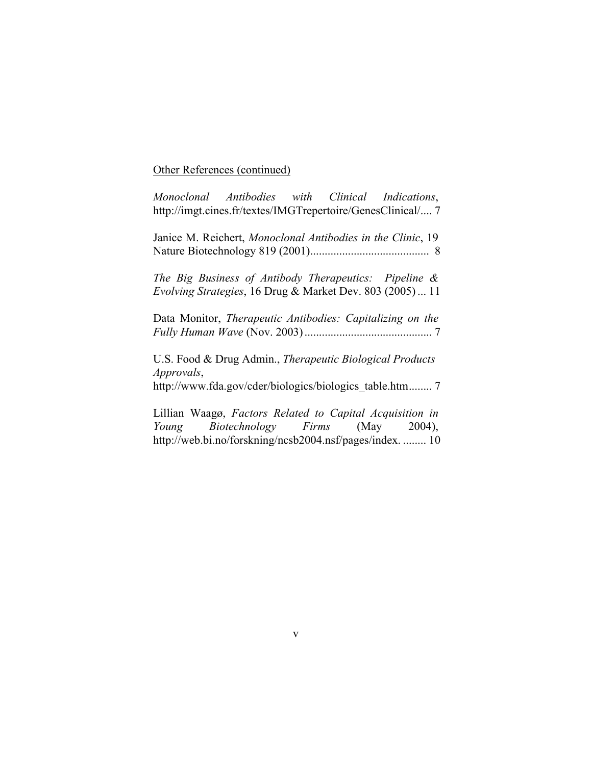Other References (continued)

*Monoclonal Antibodies with Clinical Indications*, http://imgt.cines.fr/textes/IMGTrepertoire/GenesClinical/.... 7

Janice M. Reichert, *Monoclonal Antibodies in the Clinic*, 19 Nature Biotechnology 819 (2001)......................................... 8

*The Big Business of Antibody Therapeutics: Pipeline & Evolving Strategies*, 16 Drug & Market Dev. 803 (2005) ... 11

Data Monitor, *Therapeutic Antibodies: Capitalizing on the Fully Human Wave* (Nov. 2003) ........................................... 7

U.S. Food & Drug Admin., *Therapeutic Biological Products Approvals*, http://www.fda.gov/cder/biologics/biologics_table.htm........ 7

Lillian Waagø, *Factors Related to Capital Acquisition in Young Biotechnology Firms* (May 2004), http://web.bi.no/forskning/ncsb2004.nsf/pages/index. ........ 10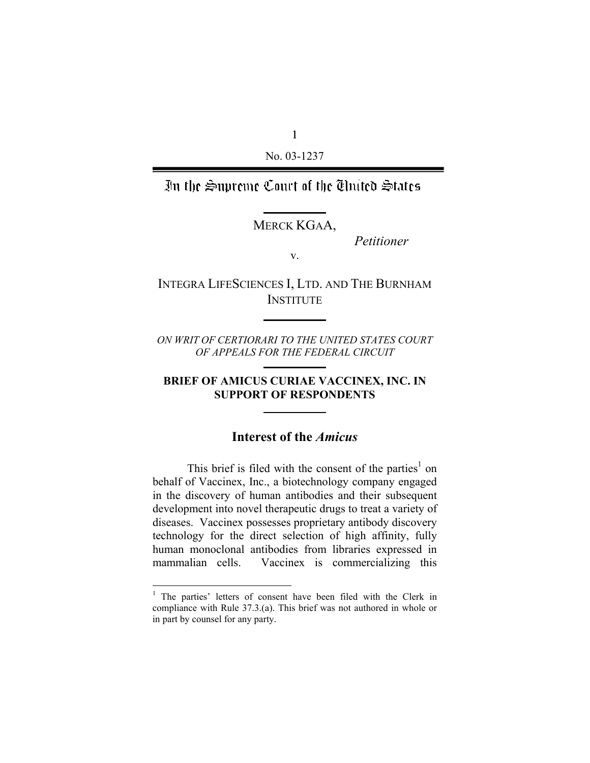No. 03-1237

# In the Supreme Court of the United States

MERCK KGAA,

*Petitioner*

v.

INTEGRA LIFESCIENCES I, LTD. AND THE BURNHAM INSTITUTE

*ON WRIT OF CERTIORARI TO THE UNITED STATES COURT OF APPEALS FOR THE FEDERAL CIRCUIT*

**BRIEF OF AMICUS CURIAE VACCINEX, INC. IN SUPPORT OF RESPONDENTS**

## Interest of the *Amicus*

This brief is filed with the consent of the parties[1] on behalf of Vaccinex, Inc., a biotechnology company engaged in the discovery of human antibodies and their subsequent development into novel therapeutic drugs to treat a variety of diseases. Vaccinex possesses proprietary antibody discovery technology for the direct selection of high affinity, fully human monoclonal antibodies from libraries expressed in mammalian cells. Vaccinex is commercializing this

[1] The parties' letters of consent have been filed with the Clerk in compliance with Rule 37.3.(a). This brief was not authored in whole or in part by counsel for any party.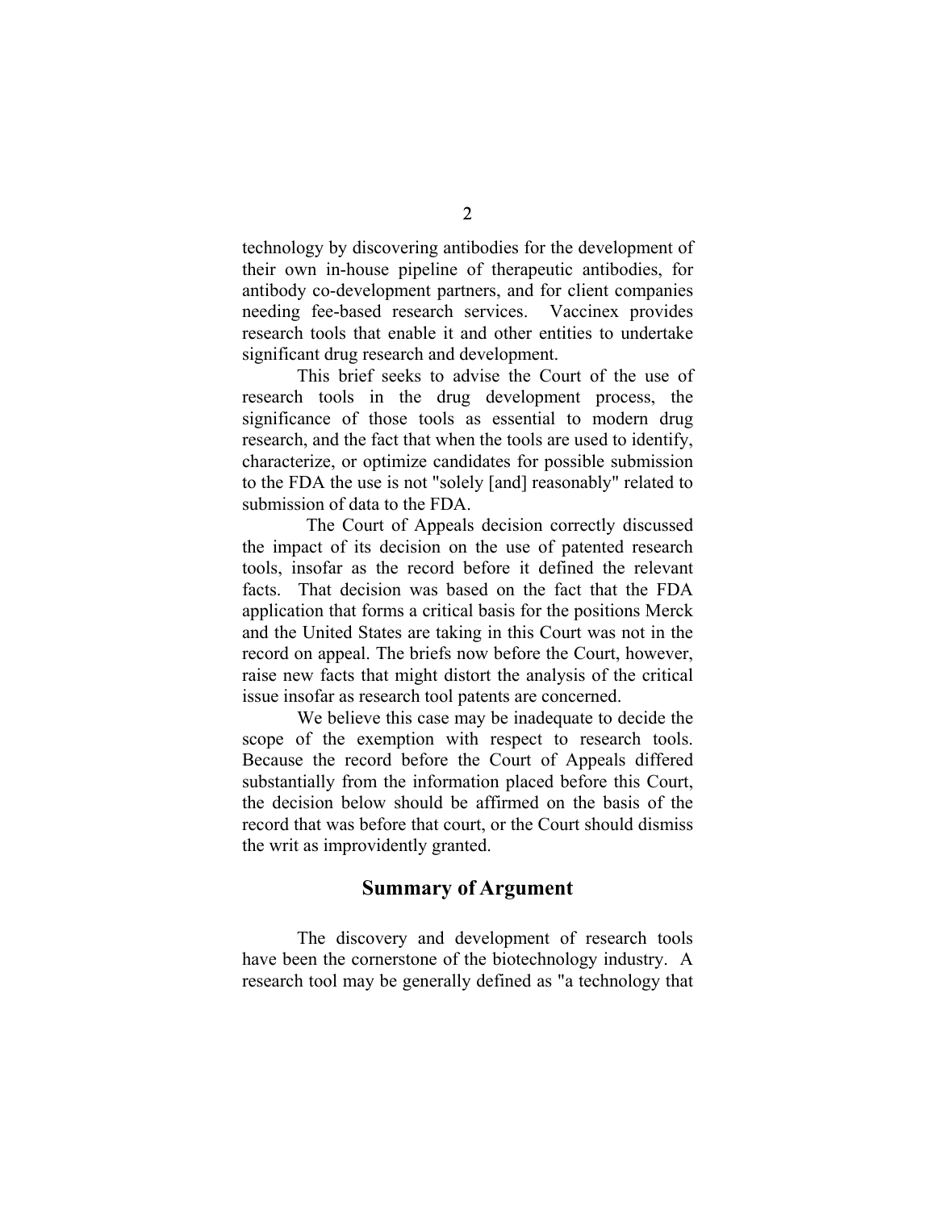technology by discovering antibodies for the development of their own in-house pipeline of therapeutic antibodies, for antibody co-development partners, and for client companies needing fee-based research services. Vaccinex provides research tools that enable it and other entities to undertake significant drug research and development.

This brief seeks to advise the Court of the use of research tools in the drug development process, the significance of those tools as essential to modern drug research, and the fact that when the tools are used to identify, characterize, or optimize candidates for possible submission to the FDA the use is not "solely [and] reasonably" related to submission of data to the FDA.

The Court of Appeals decision correctly discussed the impact of its decision on the use of patented research tools, insofar as the record before it defined the relevant facts. That decision was based on the fact that the FDA application that forms a critical basis for the positions Merck and the United States are taking in this Court was not in the record on appeal. The briefs now before the Court, however, raise new facts that might distort the analysis of the critical issue insofar as research tool patents are concerned.

We believe this case may be inadequate to decide the scope of the exemption with respect to research tools. Because the record before the Court of Appeals differed substantially from the information placed before this Court, the decision below should be affirmed on the basis of the record that was before that court, or the Court should dismiss the writ as improvidently granted.

## Summary of Argument

The discovery and development of research tools have been the cornerstone of the biotechnology industry. A research tool may be generally defined as "a technology that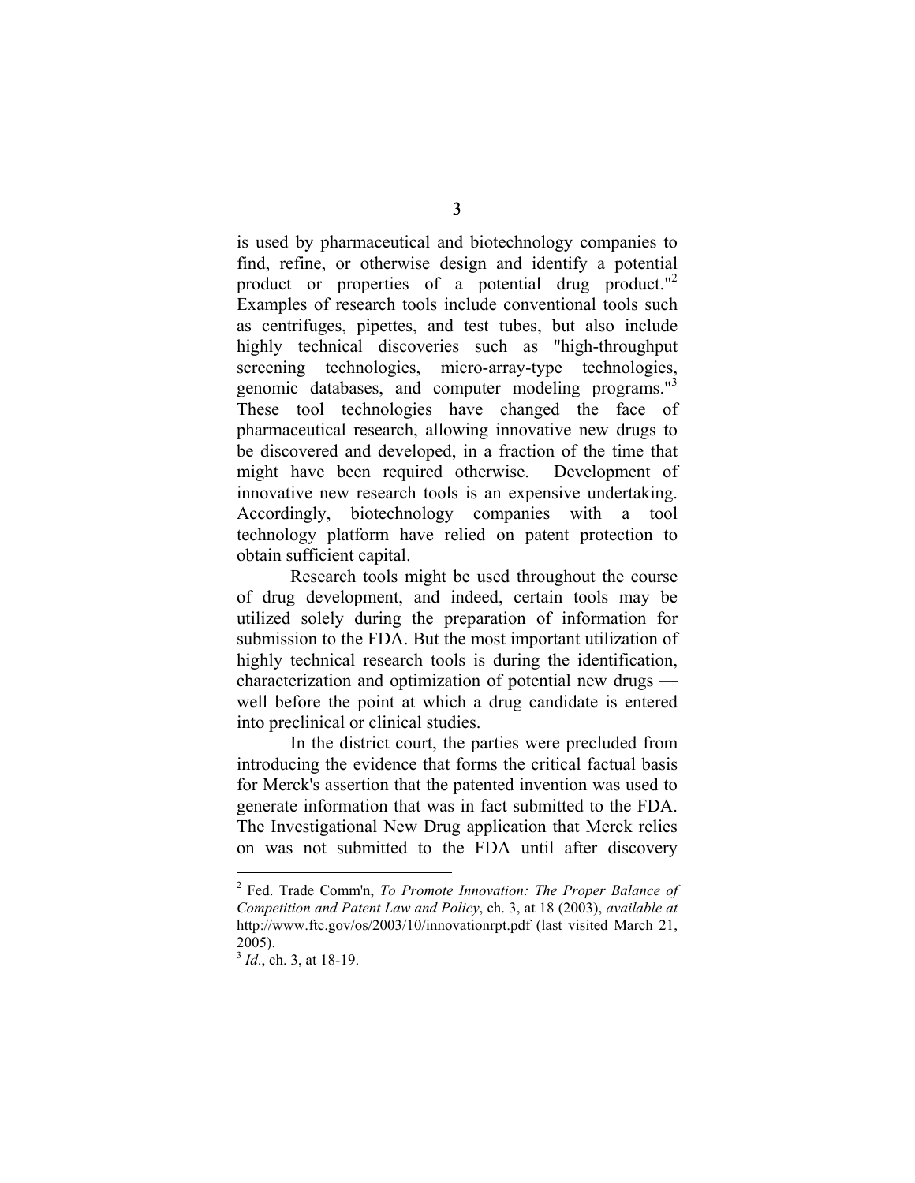is used by pharmaceutical and biotechnology companies to find, refine, or otherwise design and identify a potential product or properties of a potential drug product."[2] Examples of research tools include conventional tools such as centrifuges, pipettes, and test tubes, but also include highly technical discoveries such as "high-throughput screening technologies, micro-array-type technologies, genomic databases, and computer modeling programs."[3] These tool technologies have changed the face of pharmaceutical research, allowing innovative new drugs to be discovered and developed, in a fraction of the time that might have been required otherwise. Development of innovative new research tools is an expensive undertaking. Accordingly, biotechnology companies with a tool technology platform have relied on patent protection to obtain sufficient capital.

Research tools might be used throughout the course of drug development, and indeed, certain tools may be utilized solely during the preparation of information for submission to the FDA. But the most important utilization of highly technical research tools is during the identification, characterization and optimization of potential new drugs — well before the point at which a drug candidate is entered into preclinical or clinical studies.

In the district court, the parties were precluded from introducing the evidence that forms the critical factual basis for Merck's assertion that the patented invention was used to generate information that was in fact submitted to the FDA. The Investigational New Drug application that Merck relies on was not submitted to the FDA until after discovery

---

[2] Fed. Trade Comm'n, *To Promote Innovation: The Proper Balance of Competition and Patent Law and Policy*, ch. 3, at 18 (2003), *available at* http://www.ftc.gov/os/2003/10/innovationrpt.pdf (last visited March 21, 2005).

[3] *Id*., ch. 3, at 18-19.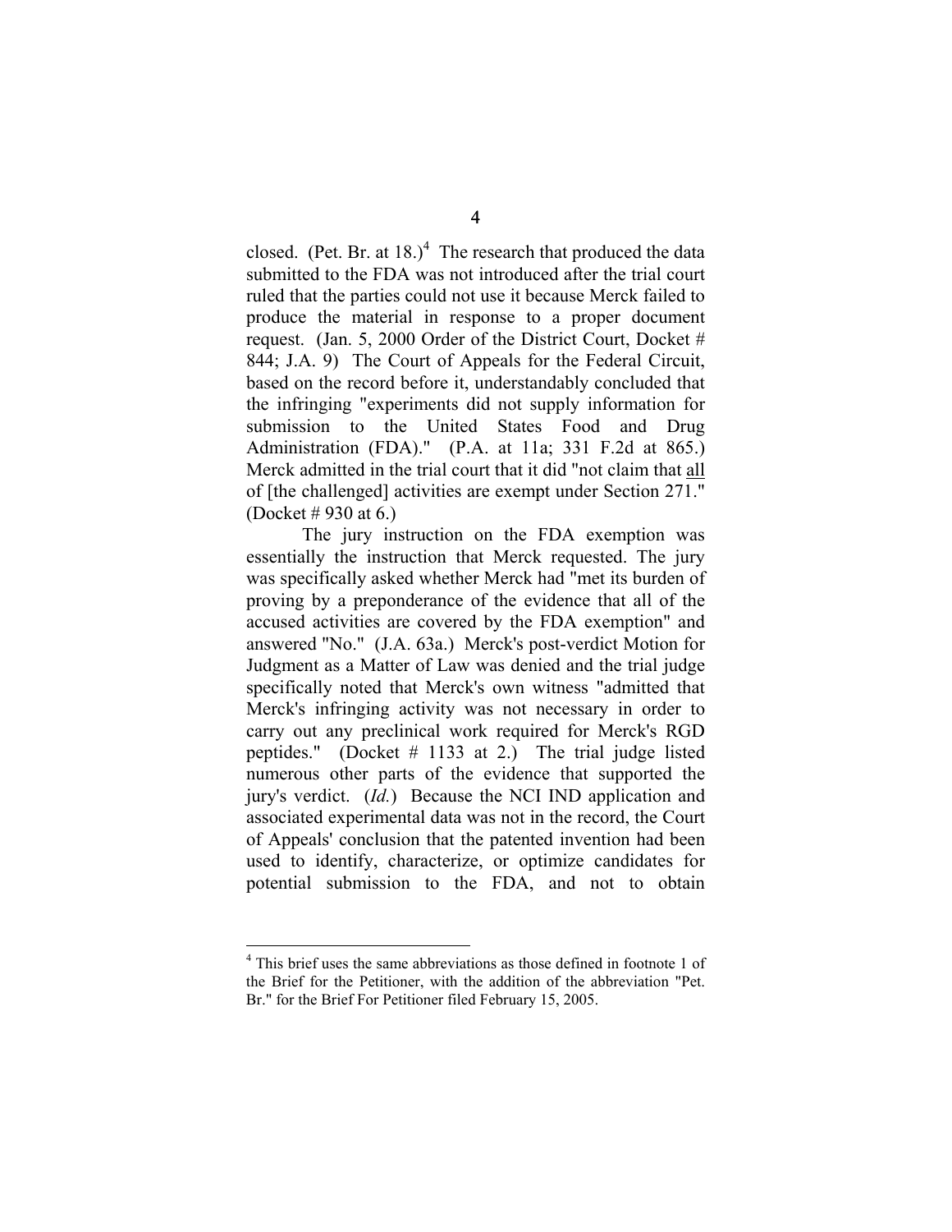closed. (Pet. Br. at 18.)[4] The research that produced the data submitted to the FDA was not introduced after the trial court ruled that the parties could not use it because Merck failed to produce the material in response to a proper document request. (Jan. 5, 2000 Order of the District Court, Docket # 844; J.A. 9) The Court of Appeals for the Federal Circuit, based on the record before it, understandably concluded that the infringing "experiments did not supply information for submission to the United States Food and Drug Administration (FDA)." (P.A. at 11a; 331 F.2d at 865.) Merck admitted in the trial court that it did "not claim that <u>all</u> of [the challenged] activities are exempt under Section 271." (Docket # 930 at 6.)

The jury instruction on the FDA exemption was essentially the instruction that Merck requested. The jury was specifically asked whether Merck had "met its burden of proving by a preponderance of the evidence that all of the accused activities are covered by the FDA exemption" and answered "No." (J.A. 63a.) Merck's post-verdict Motion for Judgment as a Matter of Law was denied and the trial judge specifically noted that Merck's own witness "admitted that Merck's infringing activity was not necessary in order to carry out any preclinical work required for Merck's RGD peptides." (Docket # 1133 at 2.) The trial judge listed numerous other parts of the evidence that supported the jury's verdict. (*Id.*) Because the NCI IND application and associated experimental data was not in the record, the Court of Appeals' conclusion that the patented invention had been used to identify, characterize, or optimize candidates for potential submission to the FDA, and not to obtain

[4] This brief uses the same abbreviations as those defined in footnote 1 of the Brief for the Petitioner, with the addition of the abbreviation "Pet. Br." for the Brief For Petitioner filed February 15, 2005.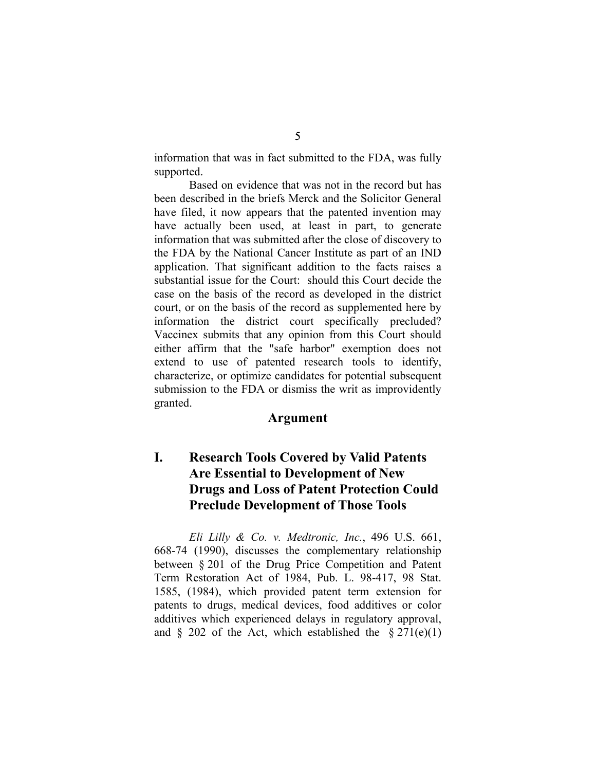information that was in fact submitted to the FDA, was fully supported.

Based on evidence that was not in the record but has been described in the briefs Merck and the Solicitor General have filed, it now appears that the patented invention may have actually been used, at least in part, to generate information that was submitted after the close of discovery to the FDA by the National Cancer Institute as part of an IND application. That significant addition to the facts raises a substantial issue for the Court: should this Court decide the case on the basis of the record as developed in the district court, or on the basis of the record as supplemented here by information the district court specifically precluded? Vaccinex submits that any opinion from this Court should either affirm that the "safe harbor" exemption does not extend to use of patented research tools to identify, characterize, or optimize candidates for potential subsequent submission to the FDA or dismiss the writ as improvidently granted.

## Argument

### I. Research Tools Covered by Valid Patents Are Essential to Development of New Drugs and Loss of Patent Protection Could Preclude Development of Those Tools

*Eli Lilly & Co. v. Medtronic, Inc.*, 496 U.S. 661, 668-74 (1990), discusses the complementary relationship between § 201 of the Drug Price Competition and Patent Term Restoration Act of 1984, Pub. L. 98-417, 98 Stat. 1585, (1984), which provided patent term extension for patents to drugs, medical devices, food additives or color additives which experienced delays in regulatory approval, and § 202 of the Act, which established the § 271(e)(1)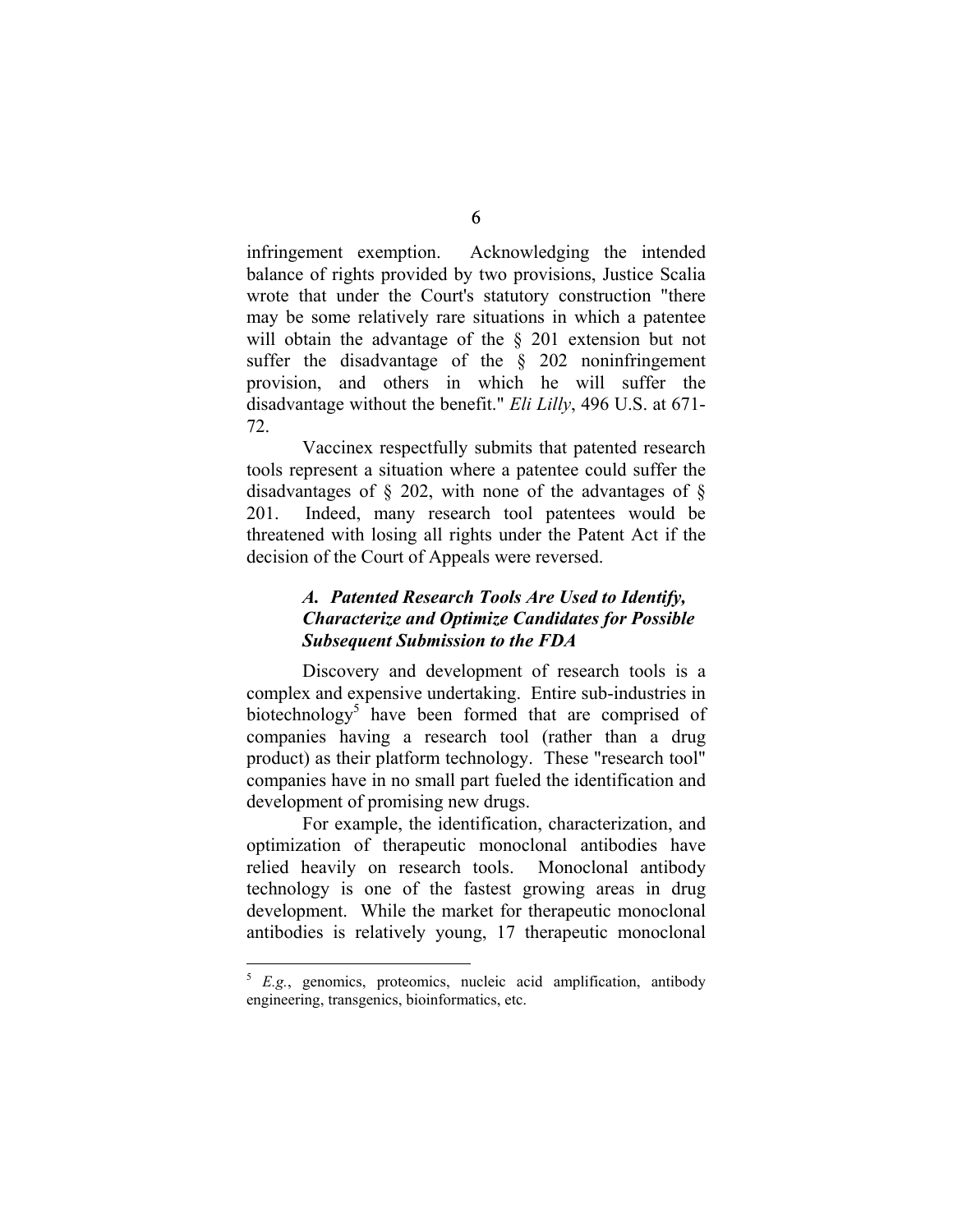infringement exemption. Acknowledging the intended balance of rights provided by two provisions, Justice Scalia wrote that under the Court's statutory construction "there may be some relatively rare situations in which a patentee will obtain the advantage of the § 201 extension but not suffer the disadvantage of the § 202 noninfringement provision, and others in which he will suffer the disadvantage without the benefit." *Eli Lilly*, 496 U.S. at 671-72.

Vaccinex respectfully submits that patented research tools represent a situation where a patentee could suffer the disadvantages of § 202, with none of the advantages of § 201. Indeed, many research tool patentees would be threatened with losing all rights under the Patent Act if the decision of the Court of Appeals were reversed.

### *A. Patented Research Tools Are Used to Identify, Characterize and Optimize Candidates for Possible Subsequent Submission to the FDA*

Discovery and development of research tools is a complex and expensive undertaking. Entire sub-industries in biotechnology[5] have been formed that are comprised of companies having a research tool (rather than a drug product) as their platform technology. These "research tool" companies have in no small part fueled the identification and development of promising new drugs.

For example, the identification, characterization, and optimization of therapeutic monoclonal antibodies have relied heavily on research tools. Monoclonal antibody technology is one of the fastest growing areas in drug development. While the market for therapeutic monoclonal antibodies is relatively young, 17 therapeutic monoclonal

---

[5] *E.g.*, genomics, proteomics, nucleic acid amplification, antibody engineering, transgenics, bioinformatics, etc.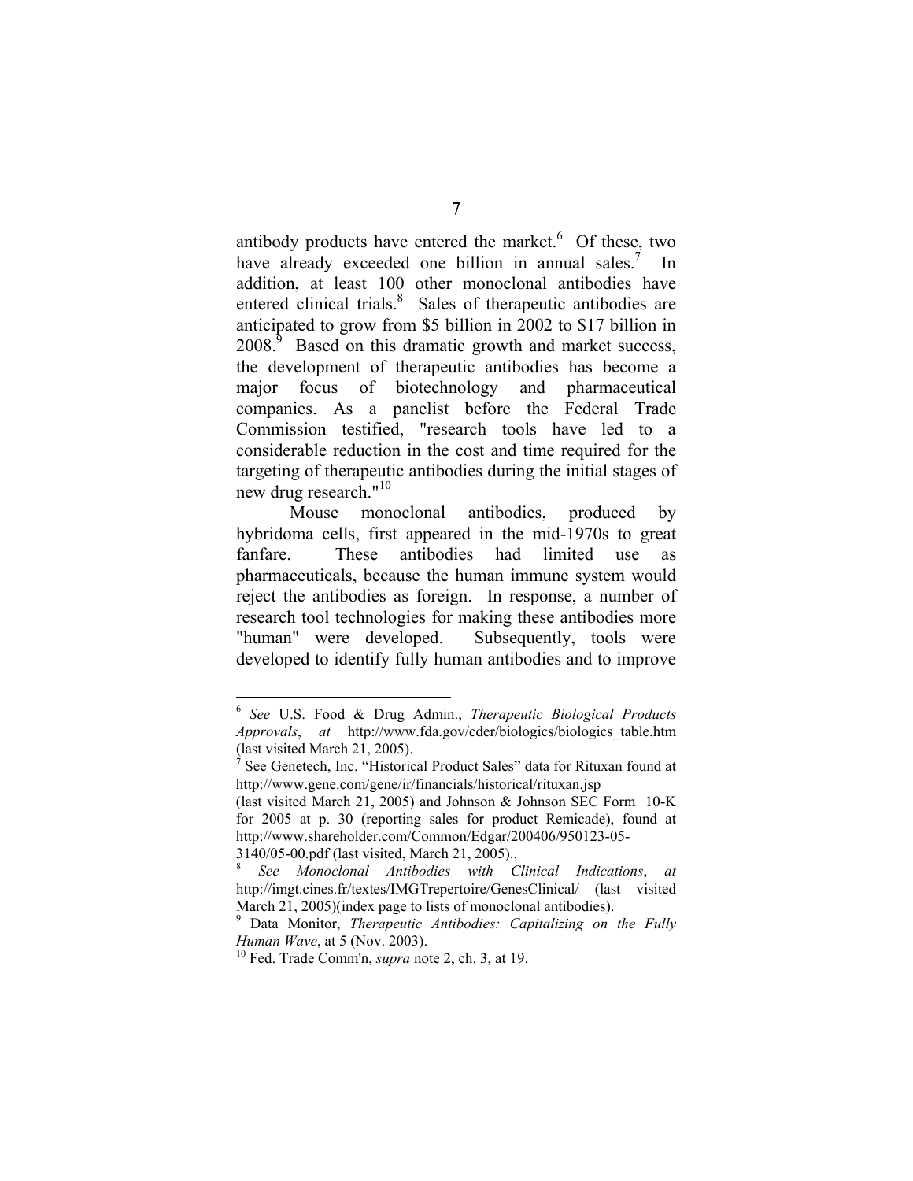antibody products have entered the market.[6] Of these, two have already exceeded one billion in annual sales.[7] In addition, at least 100 other monoclonal antibodies have entered clinical trials.[8] Sales of therapeutic antibodies are anticipated to grow from $5 billion in 2002 to $17 billion in 2008.[9] Based on this dramatic growth and market success, the development of therapeutic antibodies has become a major focus of biotechnology and pharmaceutical companies. As a panelist before the Federal Trade Commission testified, "research tools have led to a considerable reduction in the cost and time required for the targeting of therapeutic antibodies during the initial stages of new drug research."[10]

Mouse monoclonal antibodies, produced by hybridoma cells, first appeared in the mid-1970s to great fanfare. These antibodies had limited use as pharmaceuticals, because the human immune system would reject the antibodies as foreign. In response, a number of research tool technologies for making these antibodies more "human" were developed. Subsequently, tools were developed to identify fully human antibodies and to improve

---

[6] *See* U.S. Food & Drug Admin., *Therapeutic Biological Products Approvals*, *at* http://www.fda.gov/cder/biologics/biologics_table.htm (last visited March 21, 2005).

[7] See Genetech, Inc. "Historical Product Sales" data for Rituxan found at http://www.gene.com/gene/ir/financials/historical/rituxan.jsp (last visited March 21, 2005) and Johnson & Johnson SEC Form 10-K for 2005 at p. 30 (reporting sales for product Remicade), found at http://www.shareholder.com/Common/Edgar/200406/950123-05-3140/05-00.pdf (last visited, March 21, 2005)..

[8] *See Monoclonal Antibodies with Clinical Indications*, *at* http://imgt.cines.fr/textes/IMGTrepertoire/GenesClinical/ (last visited March 21, 2005)(index page to lists of monoclonal antibodies).

[9] Data Monitor, *Therapeutic Antibodies: Capitalizing on the Fully Human Wave*, at 5 (Nov. 2003).

[10] Fed. Trade Comm'n, *supra* note 2, ch. 3, at 19.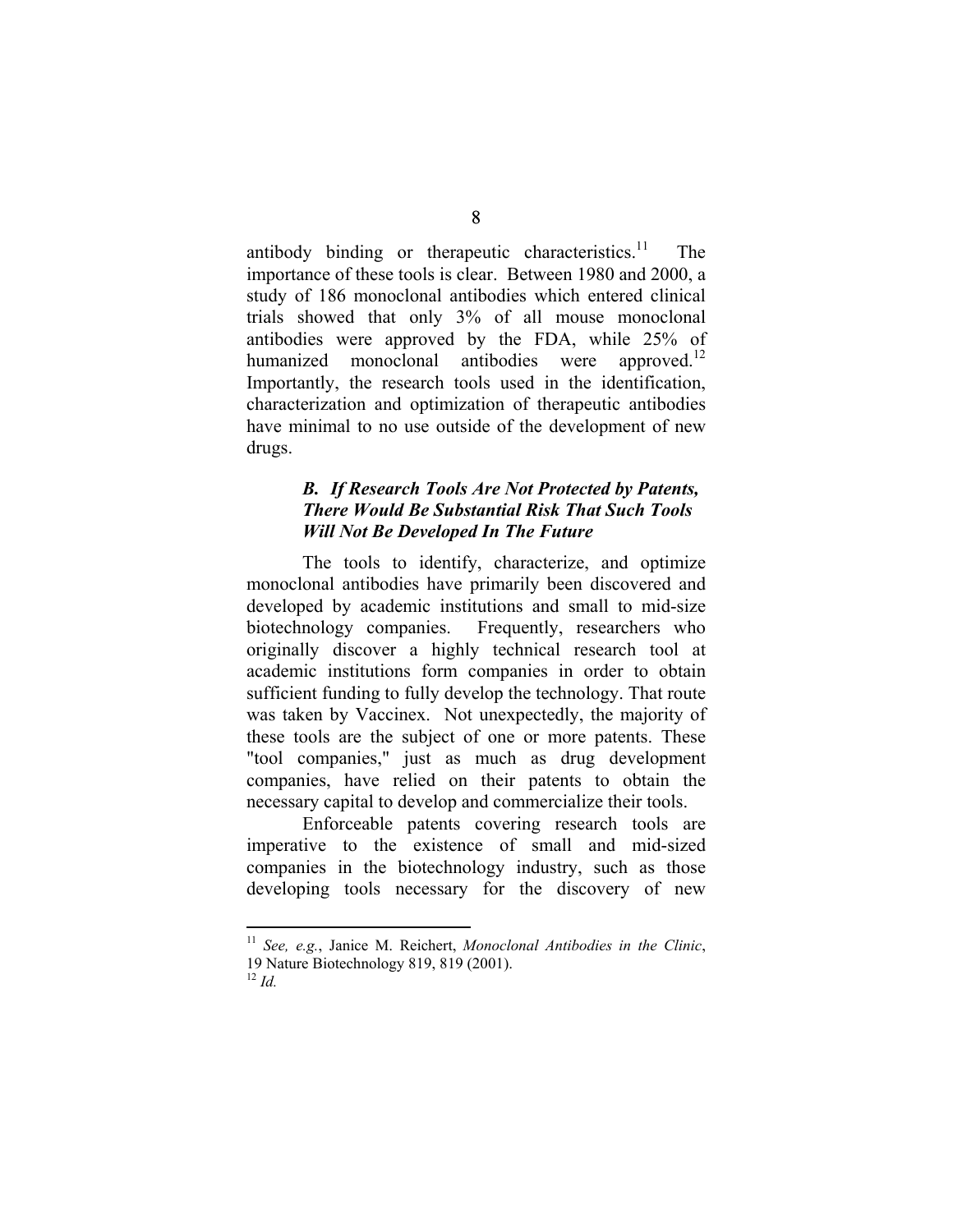antibody binding or therapeutic characteristics.[11] The importance of these tools is clear. Between 1980 and 2000, a study of 186 monoclonal antibodies which entered clinical trials showed that only 3% of all mouse monoclonal antibodies were approved by the FDA, while 25% of humanized monoclonal antibodies were approved.[12] Importantly, the research tools used in the identification, characterization and optimization of therapeutic antibodies have minimal to no use outside of the development of new drugs.

### *B. If Research Tools Are Not Protected by Patents, There Would Be Substantial Risk That Such Tools Will Not Be Developed In The Future*

The tools to identify, characterize, and optimize monoclonal antibodies have primarily been discovered and developed by academic institutions and small to mid-size biotechnology companies. Frequently, researchers who originally discover a highly technical research tool at academic institutions form companies in order to obtain sufficient funding to fully develop the technology. That route was taken by Vaccinex. Not unexpectedly, the majority of these tools are the subject of one or more patents. These "tool companies," just as much as drug development companies, have relied on their patents to obtain the necessary capital to develop and commercialize their tools.

Enforceable patents covering research tools are imperative to the existence of small and mid-sized companies in the biotechnology industry, such as those developing tools necessary for the discovery of new

---

[11] *See, e.g.*, Janice M. Reichert, *Monoclonal Antibodies in the Clinic*, 19 Nature Biotechnology 819, 819 (2001).

[12] *Id.*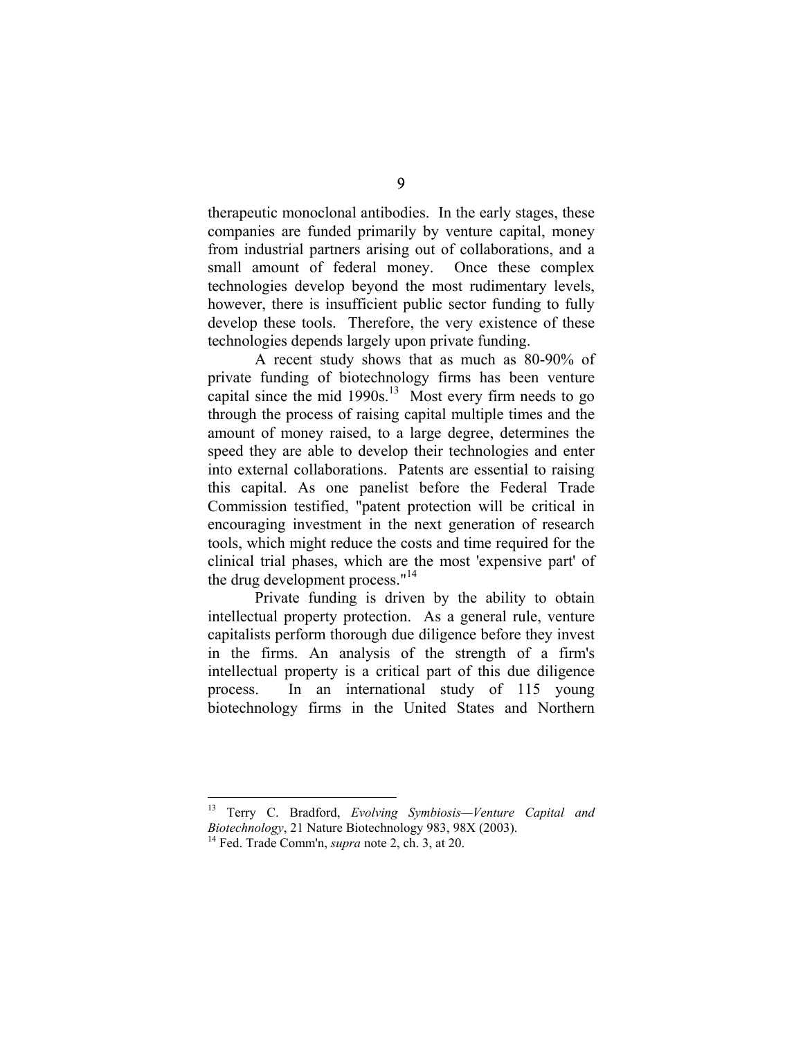therapeutic monoclonal antibodies. In the early stages, these companies are funded primarily by venture capital, money from industrial partners arising out of collaborations, and a small amount of federal money. Once these complex technologies develop beyond the most rudimentary levels, however, there is insufficient public sector funding to fully develop these tools. Therefore, the very existence of these technologies depends largely upon private funding.

A recent study shows that as much as 80-90% of private funding of biotechnology firms has been venture capital since the mid 1990s.[13] Most every firm needs to go through the process of raising capital multiple times and the amount of money raised, to a large degree, determines the speed they are able to develop their technologies and enter into external collaborations. Patents are essential to raising this capital. As one panelist before the Federal Trade Commission testified, "patent protection will be critical in encouraging investment in the next generation of research tools, which might reduce the costs and time required for the clinical trial phases, which are the most 'expensive part' of the drug development process."[14]

Private funding is driven by the ability to obtain intellectual property protection. As a general rule, venture capitalists perform thorough due diligence before they invest in the firms. An analysis of the strength of a firm's intellectual property is a critical part of this due diligence process. In an international study of 115 young biotechnology firms in the United States and Northern

---

[13] Terry C. Bradford, *Evolving Symbiosis—Venture Capital and Biotechnology*, 21 Nature Biotechnology 983, 98X (2003).

[14] Fed. Trade Comm'n, *supra* note 2, ch. 3, at 20.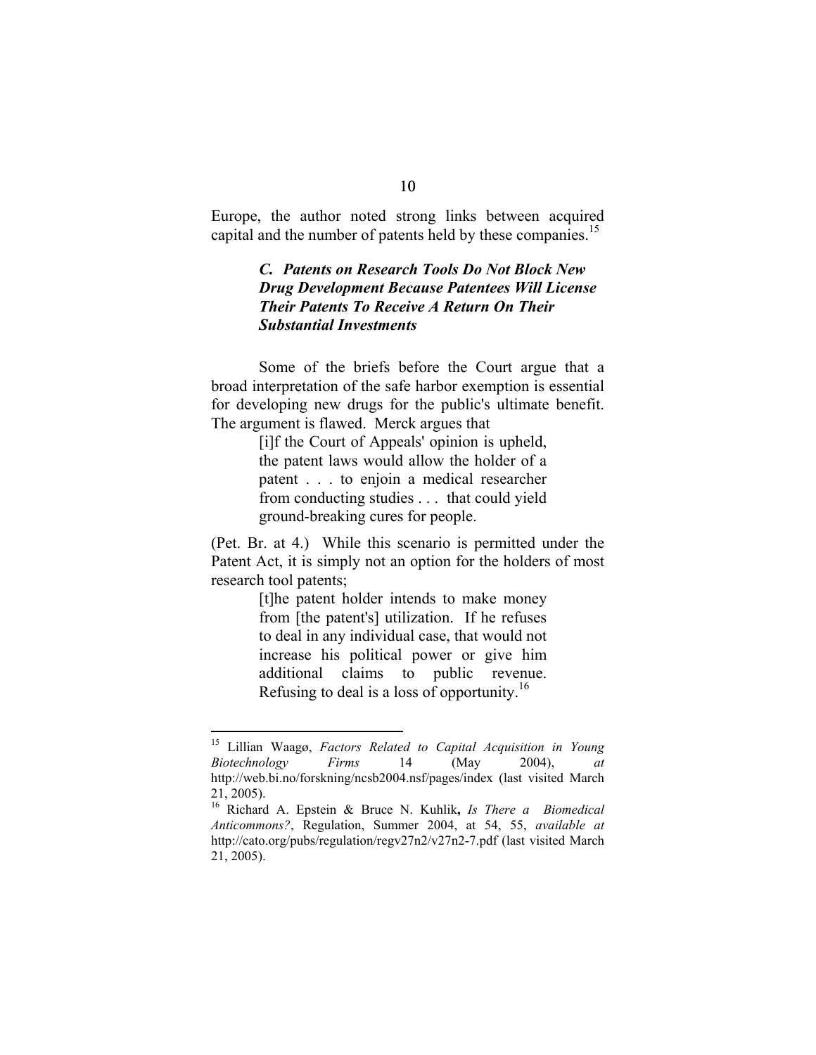Europe, the author noted strong links between acquired capital and the number of patents held by these companies.[15]

### *C. Patents on Research Tools Do Not Block New Drug Development Because Patentees Will License Their Patents To Receive A Return On Their Substantial Investments*

Some of the briefs before the Court argue that a broad interpretation of the safe harbor exemption is essential for developing new drugs for the public's ultimate benefit. The argument is flawed. Merck argues that

> [i]f the Court of Appeals' opinion is upheld, the patent laws would allow the holder of a patent . . . to enjoin a medical researcher from conducting studies . . . that could yield ground-breaking cures for people.

(Pet. Br. at 4.) While this scenario is permitted under the Patent Act, it is simply not an option for the holders of most research tool patents;

> [t]he patent holder intends to make money from [the patent's] utilization. If he refuses to deal in any individual case, that would not increase his political power or give him additional claims to public revenue. Refusing to deal is a loss of opportunity.[16]

---

[15] Lillian Waagø, *Factors Related to Capital Acquisition in Young Biotechnology Firms* 14 (May 2004), *at* http://web.bi.no/forskning/ncsb2004.nsf/pages/index (last visited March 21, 2005).

[16] Richard A. Epstein & Bruce N. Kuhlik, *Is There a Biomedical Anticommons?*, Regulation, Summer 2004, at 54, 55, *available at* http://cato.org/pubs/regulation/regv27n2/v27n2-7.pdf (last visited March 21, 2005).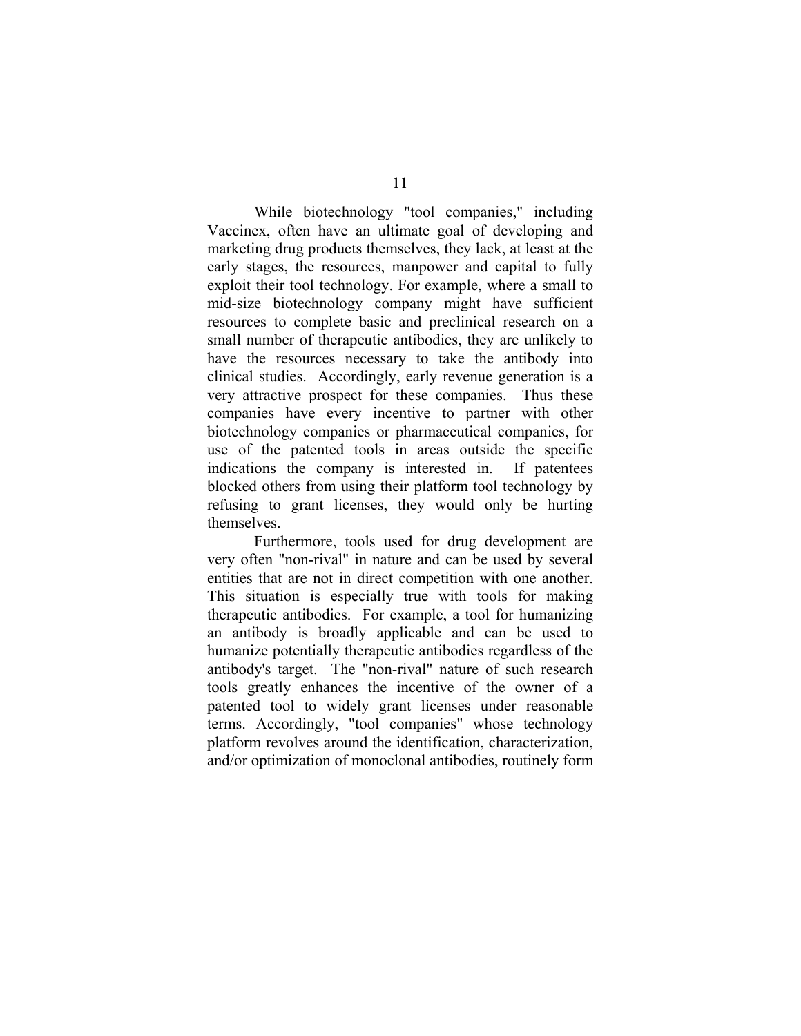While biotechnology "tool companies," including Vaccinex, often have an ultimate goal of developing and marketing drug products themselves, they lack, at least at the early stages, the resources, manpower and capital to fully exploit their tool technology. For example, where a small to mid-size biotechnology company might have sufficient resources to complete basic and preclinical research on a small number of therapeutic antibodies, they are unlikely to have the resources necessary to take the antibody into clinical studies. Accordingly, early revenue generation is a very attractive prospect for these companies. Thus these companies have every incentive to partner with other biotechnology companies or pharmaceutical companies, for use of the patented tools in areas outside the specific indications the company is interested in. If patentees blocked others from using their platform tool technology by refusing to grant licenses, they would only be hurting themselves.

Furthermore, tools used for drug development are very often "non-rival" in nature and can be used by several entities that are not in direct competition with one another. This situation is especially true with tools for making therapeutic antibodies. For example, a tool for humanizing an antibody is broadly applicable and can be used to humanize potentially therapeutic antibodies regardless of the antibody's target. The "non-rival" nature of such research tools greatly enhances the incentive of the owner of a patented tool to widely grant licenses under reasonable terms. Accordingly, "tool companies" whose technology platform revolves around the identification, characterization, and/or optimization of monoclonal antibodies, routinely form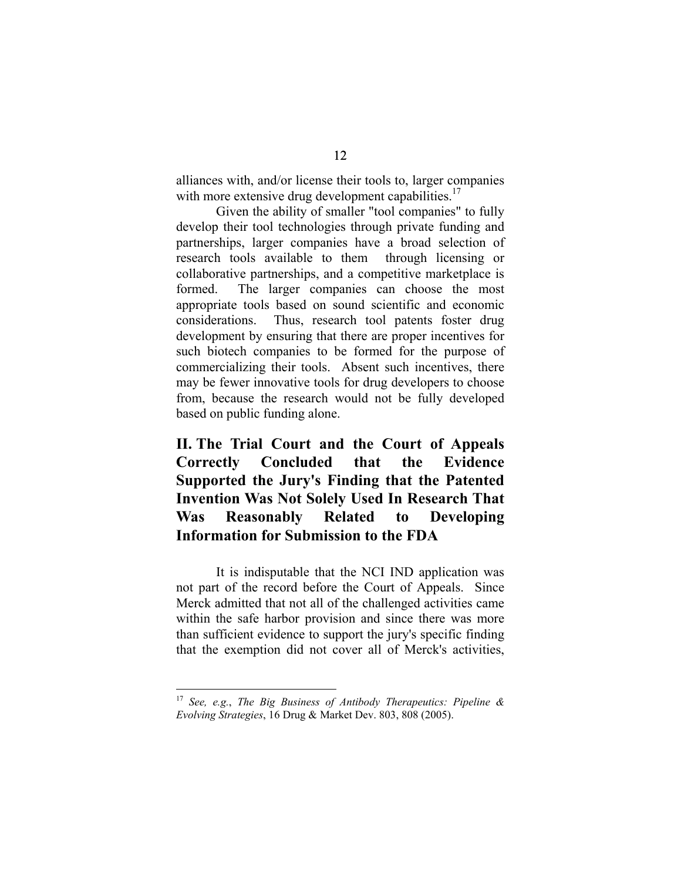alliances with, and/or license their tools to, larger companies with more extensive drug development capabilities.[17]

Given the ability of smaller "tool companies" to fully develop their tool technologies through private funding and partnerships, larger companies have a broad selection of research tools available to them through licensing or collaborative partnerships, and a competitive marketplace is formed. The larger companies can choose the most appropriate tools based on sound scientific and economic considerations. Thus, research tool patents foster drug development by ensuring that there are proper incentives for such biotech companies to be formed for the purpose of commercializing their tools. Absent such incentives, there may be fewer innovative tools for drug developers to choose from, because the research would not be fully developed based on public funding alone.

## II. The Trial Court and the Court of Appeals Correctly Concluded that the Evidence Supported the Jury's Finding that the Patented Invention Was Not Solely Used In Research That Was Reasonably Related to Developing Information for Submission to the FDA

It is indisputable that the NCI IND application was not part of the record before the Court of Appeals. Since Merck admitted that not all of the challenged activities came within the safe harbor provision and since there was more than sufficient evidence to support the jury's specific finding that the exemption did not cover all of Merck's activities,

---

[17] *See, e.g.*, *The Big Business of Antibody Therapeutics: Pipeline & Evolving Strategies*, 16 Drug & Market Dev. 803, 808 (2005).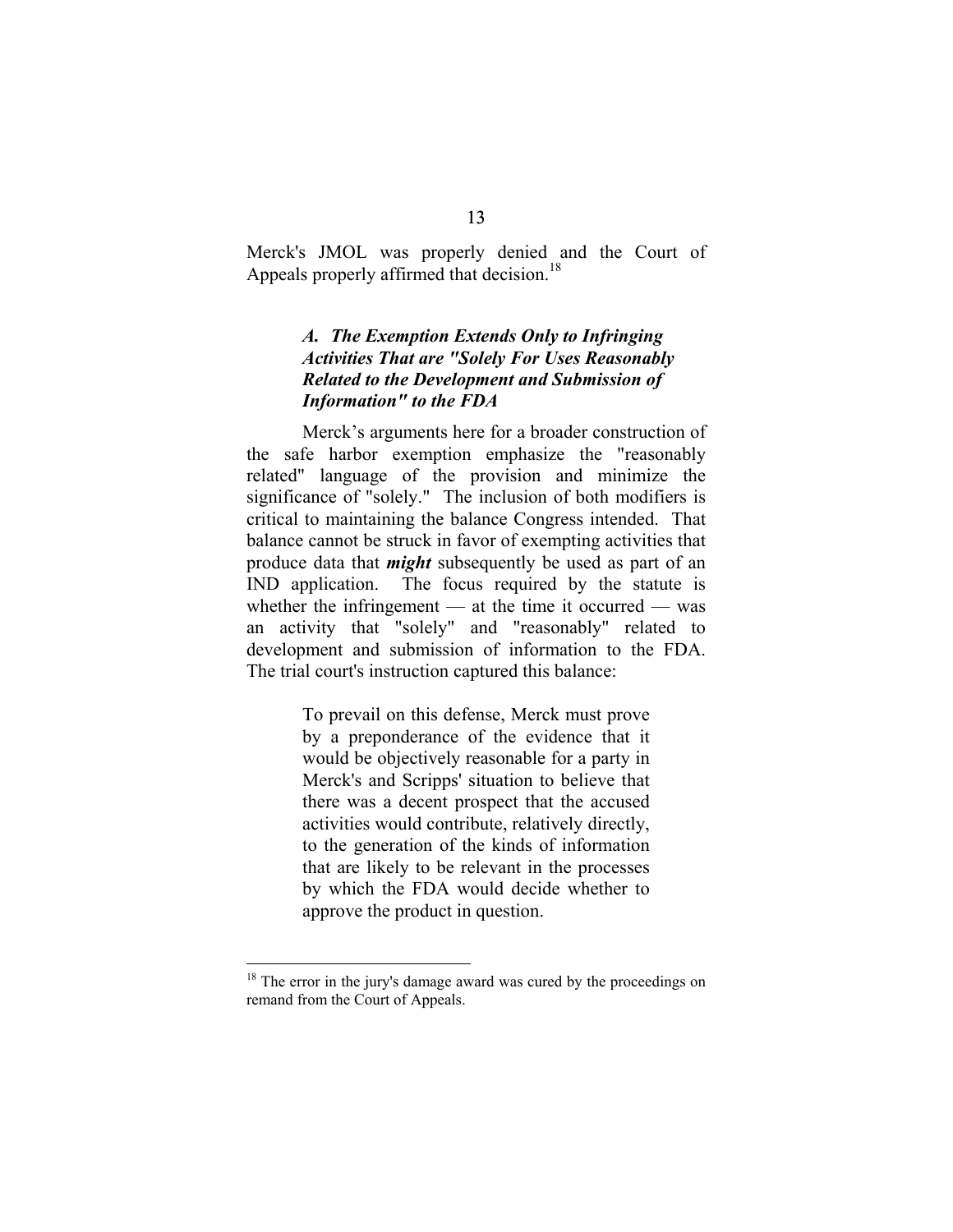Merck's JMOL was properly denied and the Court of Appeals properly affirmed that decision.[18]

### *A. The Exemption Extends Only to Infringing Activities That are "Solely For Uses Reasonably Related to the Development and Submission of Information" to the FDA*

Merck's arguments here for a broader construction of the safe harbor exemption emphasize the "reasonably related" language of the provision and minimize the significance of "solely." The inclusion of both modifiers is critical to maintaining the balance Congress intended. That balance cannot be struck in favor of exempting activities that produce data that ***might*** subsequently be used as part of an IND application. The focus required by the statute is whether the infringement — at the time it occurred — was an activity that "solely" and "reasonably" related to development and submission of information to the FDA. The trial court's instruction captured this balance:

> To prevail on this defense, Merck must prove by a preponderance of the evidence that it would be objectively reasonable for a party in Merck's and Scripps' situation to believe that there was a decent prospect that the accused activities would contribute, relatively directly, to the generation of the kinds of information that are likely to be relevant in the processes by which the FDA would decide whether to approve the product in question.

---

[18] The error in the jury's damage award was cured by the proceedings on remand from the Court of Appeals.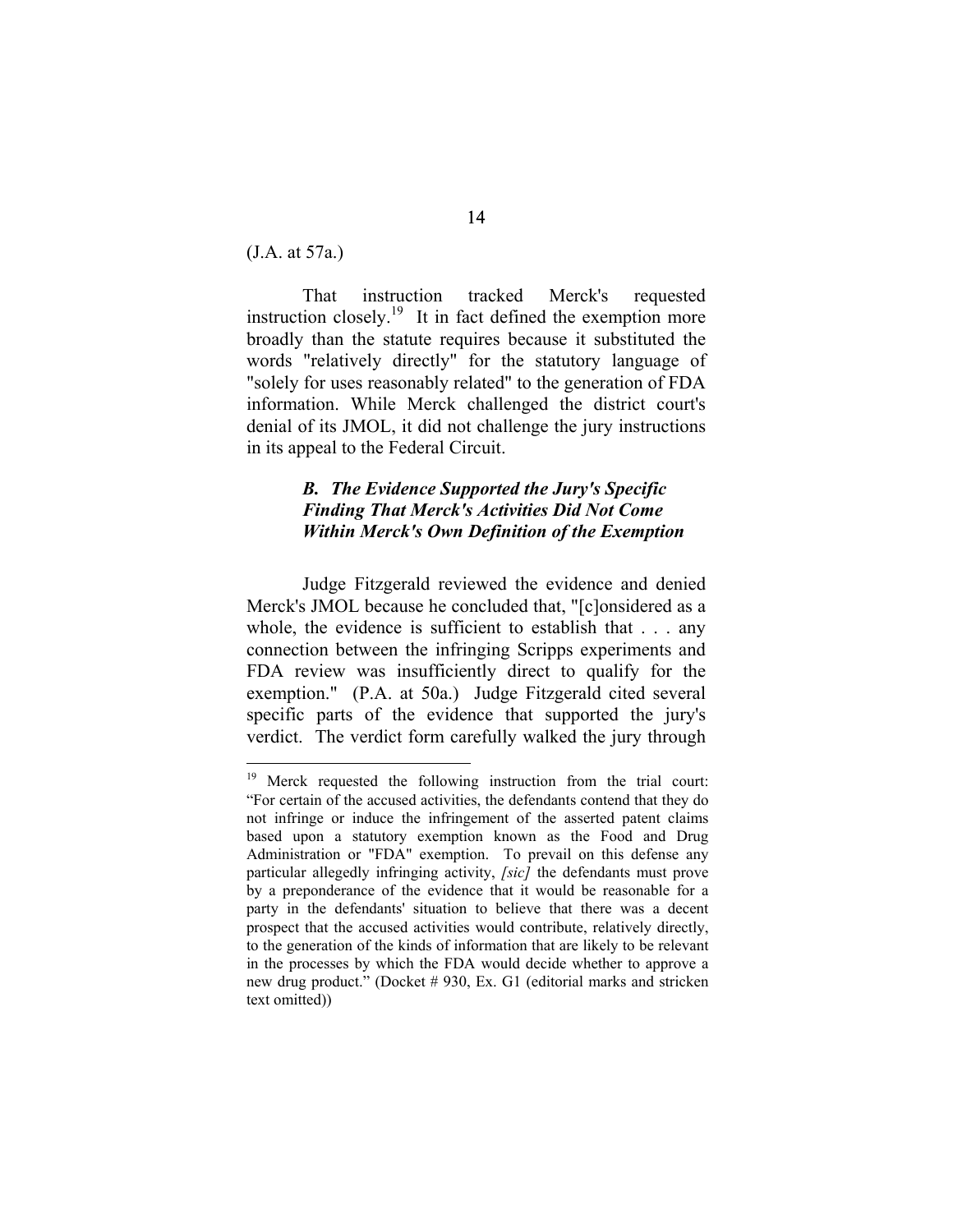(J.A. at 57a.)

That instruction tracked Merck's requested instruction closely.[19] It in fact defined the exemption more broadly than the statute requires because it substituted the words "relatively directly" for the statutory language of "solely for uses reasonably related" to the generation of FDA information. While Merck challenged the district court's denial of its JMOL, it did not challenge the jury instructions in its appeal to the Federal Circuit.

### *B. The Evidence Supported the Jury's Specific Finding That Merck's Activities Did Not Come Within Merck's Own Definition of the Exemption*

Judge Fitzgerald reviewed the evidence and denied Merck's JMOL because he concluded that, "[c]onsidered as a whole, the evidence is sufficient to establish that . . . any connection between the infringing Scripps experiments and FDA review was insufficiently direct to qualify for the exemption." (P.A. at 50a.) Judge Fitzgerald cited several specific parts of the evidence that supported the jury's verdict. The verdict form carefully walked the jury through

---

[19] Merck requested the following instruction from the trial court: "For certain of the accused activities, the defendants contend that they do not infringe or induce the infringement of the asserted patent claims based upon a statutory exemption known as the Food and Drug Administration or "FDA" exemption. To prevail on this defense any particular allegedly infringing activity, *[sic]* the defendants must prove by a preponderance of the evidence that it would be reasonable for a party in the defendants' situation to believe that there was a decent prospect that the accused activities would contribute, relatively directly, to the generation of the kinds of information that are likely to be relevant in the processes by which the FDA would decide whether to approve a new drug product." (Docket # 930, Ex. G1 (editorial marks and stricken text omitted))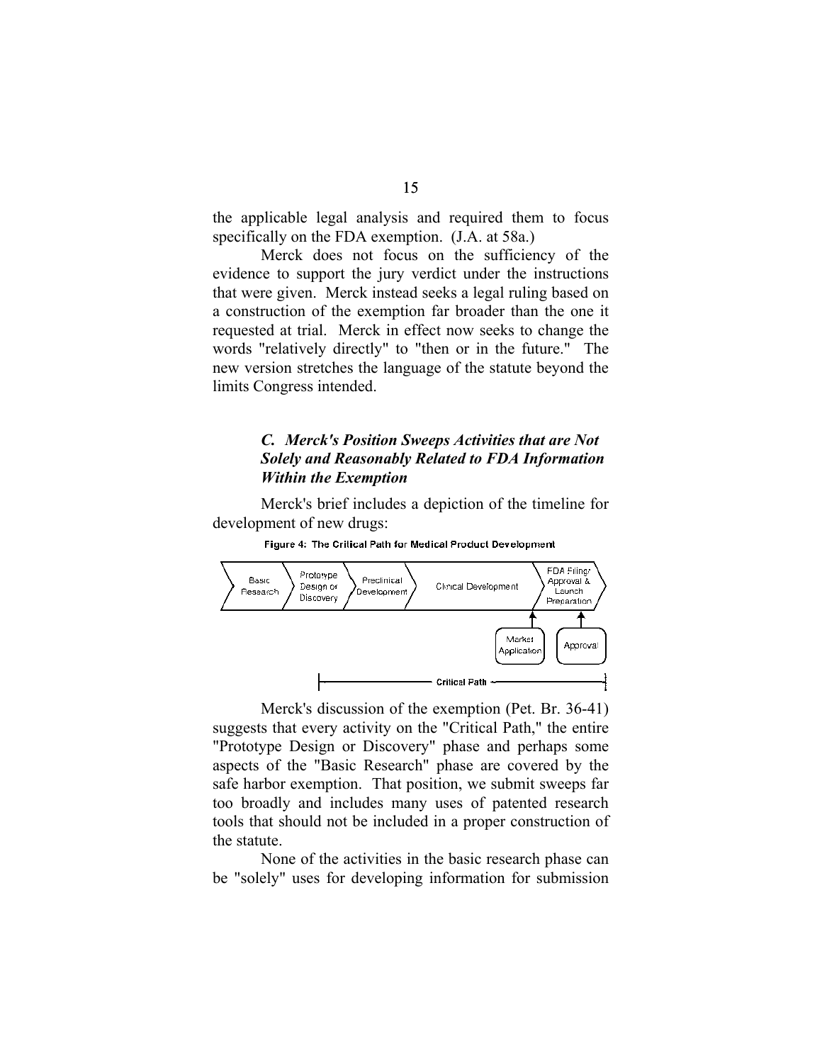the applicable legal analysis and required them to focus specifically on the FDA exemption. (J.A. at 58a.)

Merck does not focus on the sufficiency of the evidence to support the jury verdict under the instructions that were given. Merck instead seeks a legal ruling based on a construction of the exemption far broader than the one it requested at trial. Merck in effect now seeks to change the words "relatively directly" to "then or in the future." The new version stretches the language of the statute beyond the limits Congress intended.

### *C. Merck's Position Sweeps Activities that are Not Solely and Reasonably Related to FDA Information Within the Exemption*

Merck's brief includes a depiction of the timeline for development of new drugs:

**Figure 4: The Critical Path for Medical Product Development**

Merck's discussion of the exemption (Pet. Br. 36-41) suggests that every activity on the "Critical Path," the entire "Prototype Design or Discovery" phase and perhaps some aspects of the "Basic Research" phase are covered by the safe harbor exemption. That position, we submit sweeps far too broadly and includes many uses of patented research tools that should not be included in a proper construction of the statute.

None of the activities in the basic research phase can be "solely" uses for developing information for submission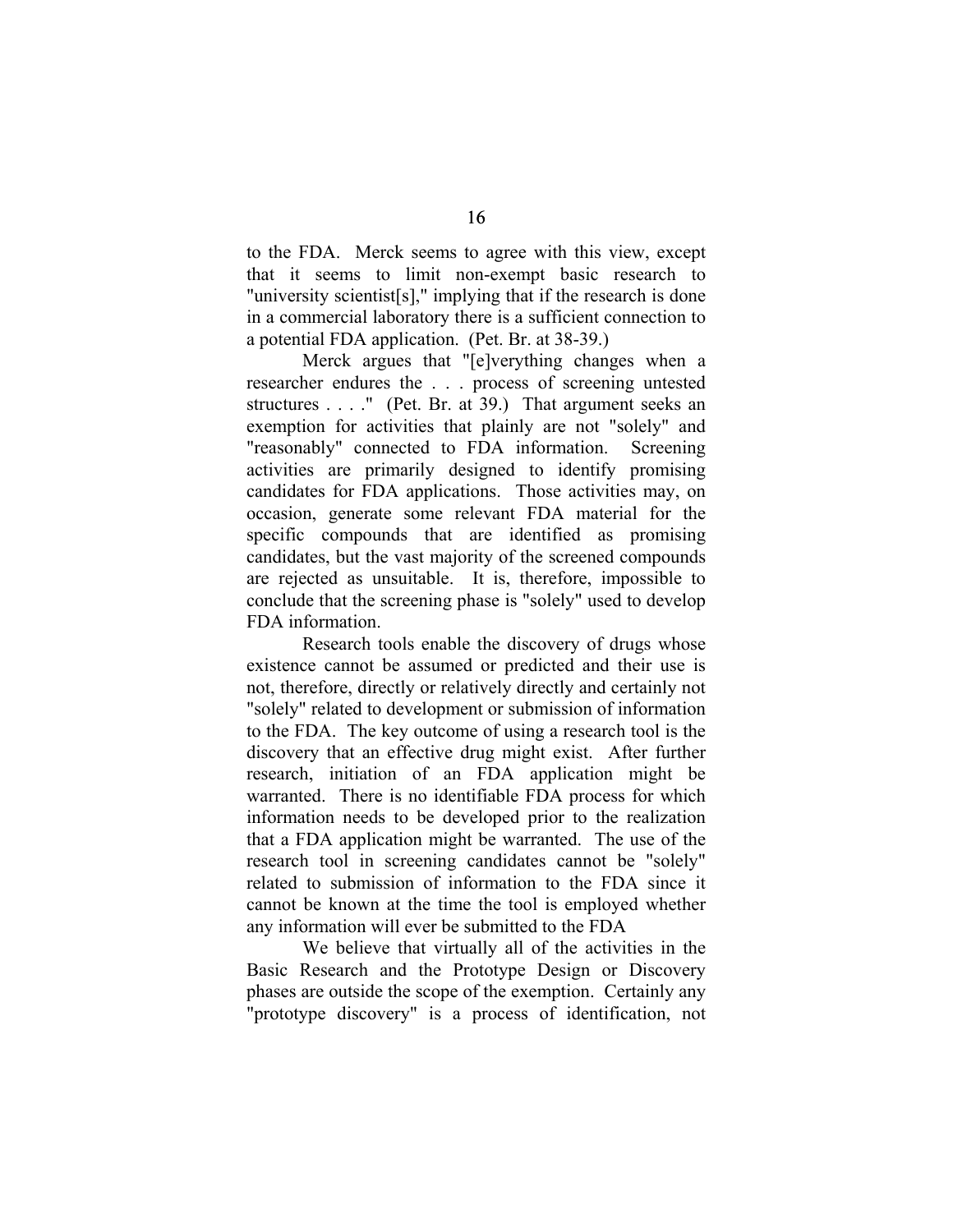to the FDA. Merck seems to agree with this view, except that it seems to limit non-exempt basic research to "university scientist[s]," implying that if the research is done in a commercial laboratory there is a sufficient connection to a potential FDA application. (Pet. Br. at 38-39.)

Merck argues that "[e]verything changes when a researcher endures the . . . process of screening untested structures . . . ." (Pet. Br. at 39.) That argument seeks an exemption for activities that plainly are not "solely" and "reasonably" connected to FDA information. Screening activities are primarily designed to identify promising candidates for FDA applications. Those activities may, on occasion, generate some relevant FDA material for the specific compounds that are identified as promising candidates, but the vast majority of the screened compounds are rejected as unsuitable. It is, therefore, impossible to conclude that the screening phase is "solely" used to develop FDA information.

Research tools enable the discovery of drugs whose existence cannot be assumed or predicted and their use is not, therefore, directly or relatively directly and certainly not "solely" related to development or submission of information to the FDA. The key outcome of using a research tool is the discovery that an effective drug might exist. After further research, initiation of an FDA application might be warranted. There is no identifiable FDA process for which information needs to be developed prior to the realization that a FDA application might be warranted. The use of the research tool in screening candidates cannot be "solely" related to submission of information to the FDA since it cannot be known at the time the tool is employed whether any information will ever be submitted to the FDA

We believe that virtually all of the activities in the Basic Research and the Prototype Design or Discovery phases are outside the scope of the exemption. Certainly any "prototype discovery" is a process of identification, not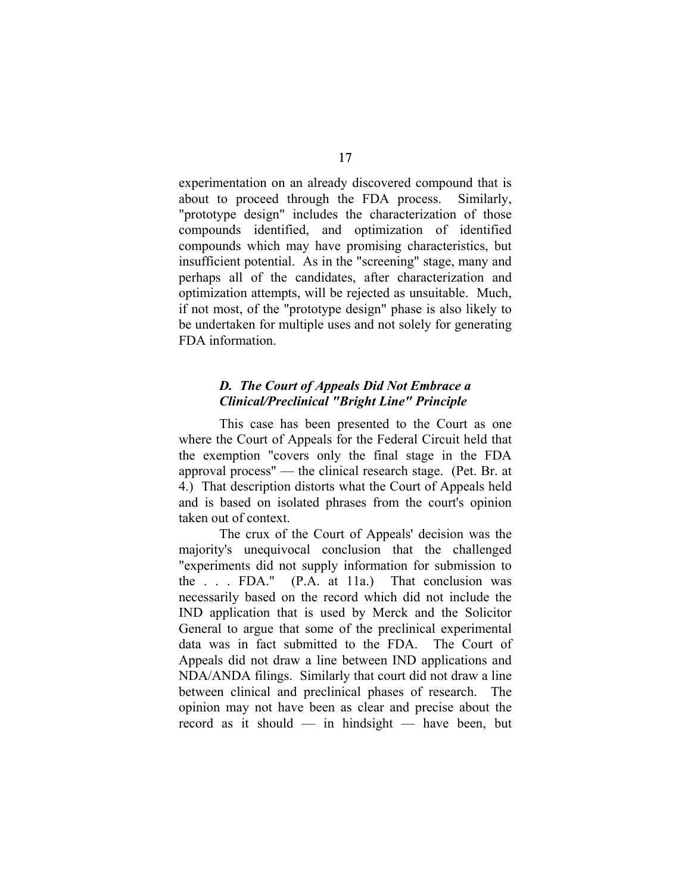experimentation on an already discovered compound that is about to proceed through the FDA process. Similarly, "prototype design" includes the characterization of those compounds identified, and optimization of identified compounds which may have promising characteristics, but insufficient potential. As in the "screening" stage, many and perhaps all of the candidates, after characterization and optimization attempts, will be rejected as unsuitable. Much, if not most, of the "prototype design" phase is also likely to be undertaken for multiple uses and not solely for generating FDA information.

### *D. The Court of Appeals Did Not Embrace a Clinical/Preclinical "Bright Line" Principle*

This case has been presented to the Court as one where the Court of Appeals for the Federal Circuit held that the exemption "covers only the final stage in the FDA approval process" — the clinical research stage. (Pet. Br. at 4.) That description distorts what the Court of Appeals held and is based on isolated phrases from the court's opinion taken out of context.

The crux of the Court of Appeals' decision was the majority's unequivocal conclusion that the challenged "experiments did not supply information for submission to the . . . FDA." (P.A. at 11a.) That conclusion was necessarily based on the record which did not include the IND application that is used by Merck and the Solicitor General to argue that some of the preclinical experimental data was in fact submitted to the FDA. The Court of Appeals did not draw a line between IND applications and NDA/ANDA filings. Similarly that court did not draw a line between clinical and preclinical phases of research. The opinion may not have been as clear and precise about the record as it should — in hindsight — have been, but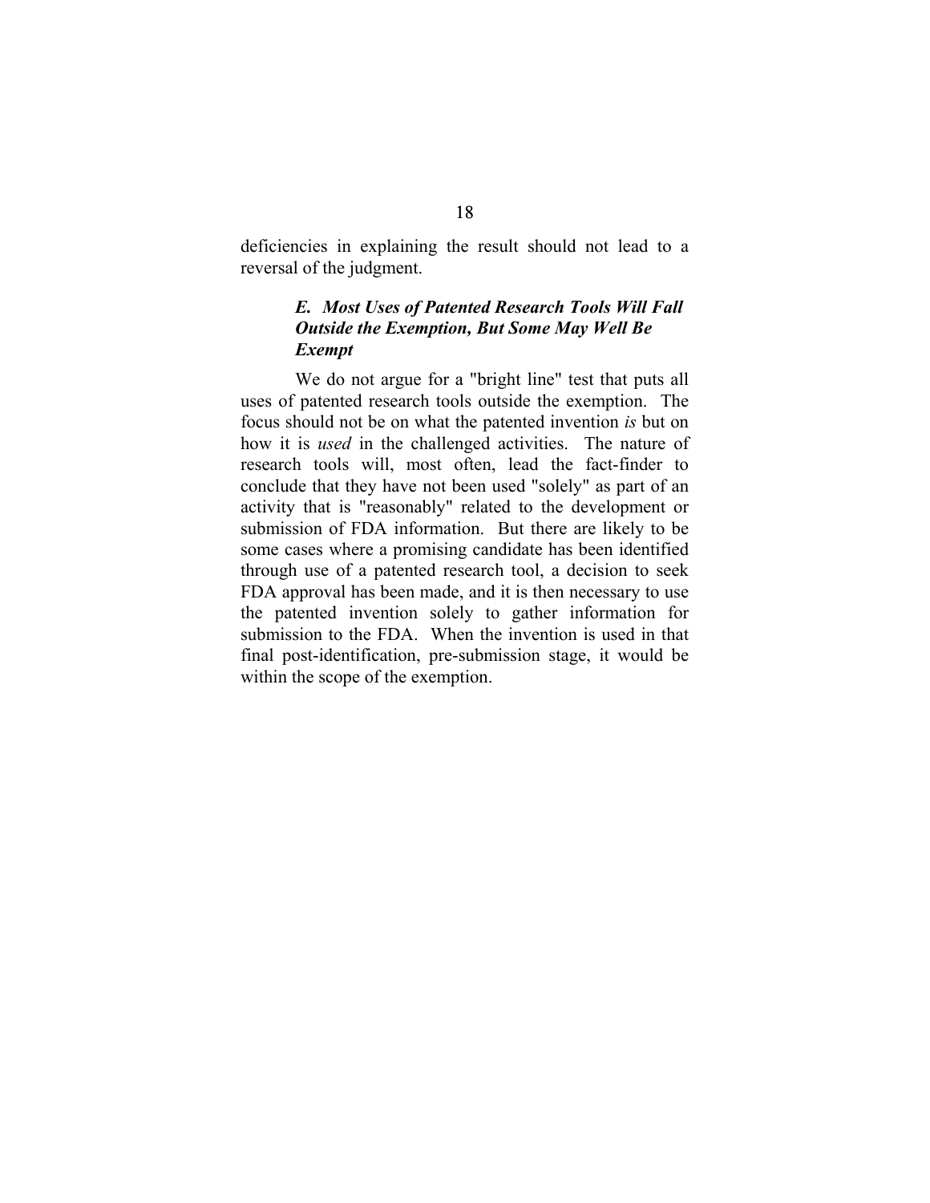deficiencies in explaining the result should not lead to a reversal of the judgment.

### *E. Most Uses of Patented Research Tools Will Fall Outside the Exemption, But Some May Well Be Exempt*

We do not argue for a "bright line" test that puts all uses of patented research tools outside the exemption. The focus should not be on what the patented invention *is* but on how it is *used* in the challenged activities. The nature of research tools will, most often, lead the fact-finder to conclude that they have not been used "solely" as part of an activity that is "reasonably" related to the development or submission of FDA information. But there are likely to be some cases where a promising candidate has been identified through use of a patented research tool, a decision to seek FDA approval has been made, and it is then necessary to use the patented invention solely to gather information for submission to the FDA. When the invention is used in that final post-identification, pre-submission stage, it would be within the scope of the exemption.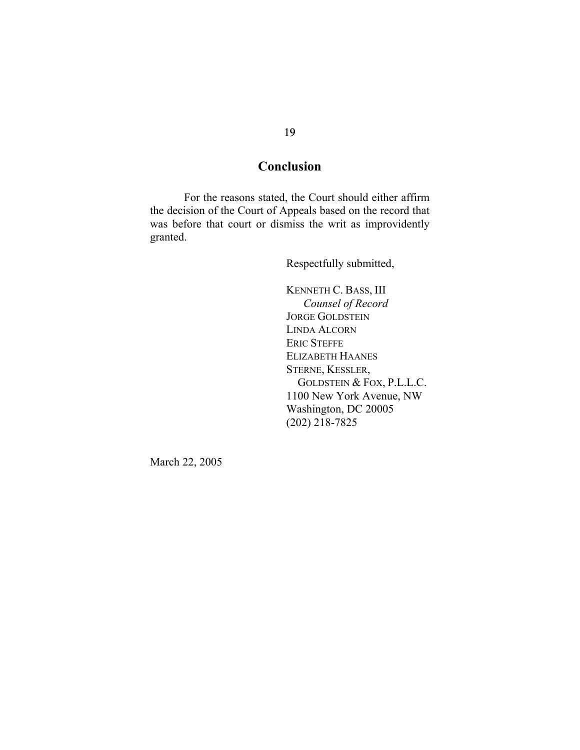# Conclusion

For the reasons stated, the Court should either affirm the decision of the Court of Appeals based on the record that was before that court or dismiss the writ as improvidently granted.

Respectfully submitted,

KENNETH C. BASS, III
*Counsel of Record*
JORGE GOLDSTEIN
LINDA ALCORN
ERIC STEFFE
ELIZABETH HAANES
STERNE, KESSLER,
GOLDSTEIN & FOX, P.L.L.C.
1100 New York Avenue, NW
Washington, DC 20005
(202) 218-7825

March 22, 2005